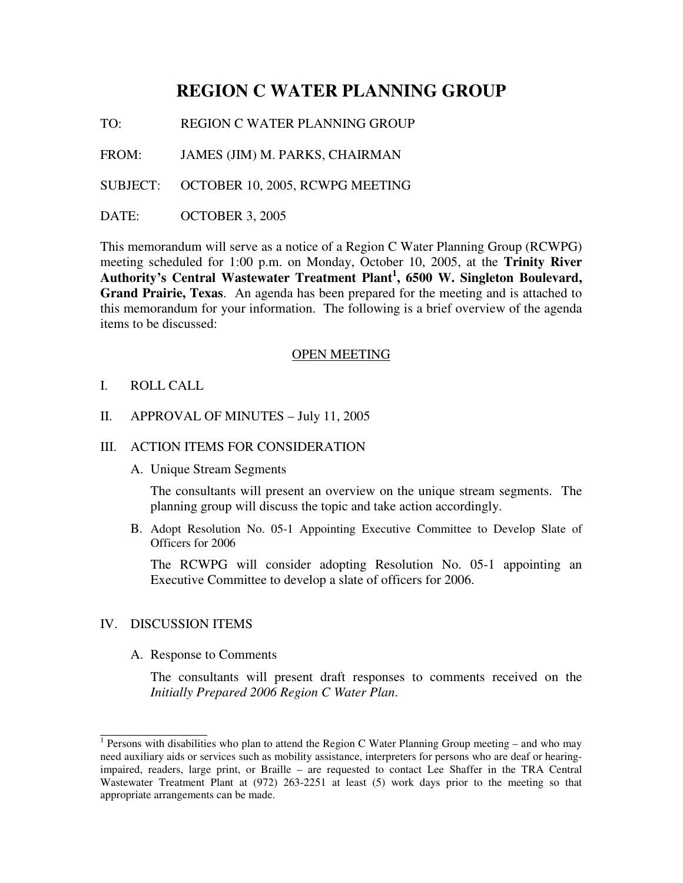# REGION C WATER PLANNING GROUP

TO: REGION C WATER PLANNING GROUP

FROM: JAMES (JIM) M. PARKS, CHAIRMAN

SUBJECT: OCTOBER 10, 2005, RCWPG MEETING

DATE: OCTOBER 3, 2005

This memorandum will serve as a notice of a Region C Water Planning Group (RCWPG) meeting scheduled for 1:00 p.m. on Monday, October 10, 2005, at the **Trinity River Authority's Central Wastewater Treatment Plant[1], 6500 W. Singleton Boulevard, Grand Prairie, Texas**. An agenda has been prepared for the meeting and is attached to this memorandum for your information. The following is a brief overview of the agenda items to be discussed:

## OPEN MEETING

I. ROLL CALL

II. APPROVAL OF MINUTES – July 11, 2005

III. ACTION ITEMS FOR CONSIDERATION

A. Unique Stream Segments

The consultants will present an overview on the unique stream segments. The planning group will discuss the topic and take action accordingly.

B. Adopt Resolution No. 05-1 Appointing Executive Committee to Develop Slate of Officers for 2006

The RCWPG will consider adopting Resolution No. 05-1 appointing an Executive Committee to develop a slate of officers for 2006.

IV. DISCUSSION ITEMS

A. Response to Comments

The consultants will present draft responses to comments received on the *Initially Prepared 2006 Region C Water Plan*.

---

[1] Persons with disabilities who plan to attend the Region C Water Planning Group meeting – and who may need auxiliary aids or services such as mobility assistance, interpreters for persons who are deaf or hearing-impaired, readers, large print, or Braille – are requested to contact Lee Shaffer in the TRA Central Wastewater Treatment Plant at (972) 263-2251 at least (5) work days prior to the meeting so that appropriate arrangements can be made.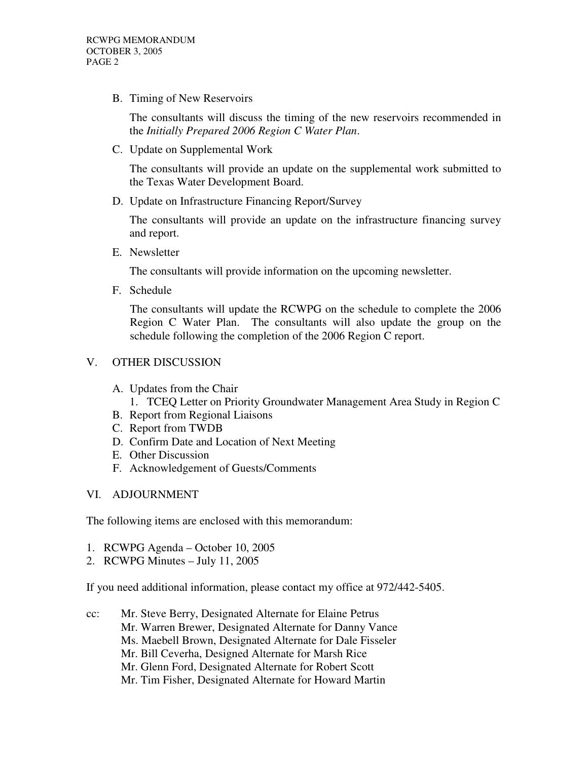B. Timing of New Reservoirs

   The consultants will discuss the timing of the new reservoirs recommended in the *Initially Prepared 2006 Region C Water Plan*.

C. Update on Supplemental Work

   The consultants will provide an update on the supplemental work submitted to the Texas Water Development Board.

D. Update on Infrastructure Financing Report/Survey

   The consultants will provide an update on the infrastructure financing survey and report.

E. Newsletter

   The consultants will provide information on the upcoming newsletter.

F. Schedule

   The consultants will update the RCWPG on the schedule to complete the 2006 Region C Water Plan. The consultants will also update the group on the schedule following the completion of the 2006 Region C report.

V. OTHER DISCUSSION

   A. Updates from the Chair
      1. TCEQ Letter on Priority Groundwater Management Area Study in Region C
   B. Report from Regional Liaisons
   C. Report from TWDB
   D. Confirm Date and Location of Next Meeting
   E. Other Discussion
   F. Acknowledgement of Guests/Comments

VI. ADJOURNMENT

The following items are enclosed with this memorandum:

1. RCWPG Agenda – October 10, 2005
2. RCWPG Minutes – July 11, 2005

If you need additional information, please contact my office at 972/442-5405.

cc: Mr. Steve Berry, Designated Alternate for Elaine Petrus
    Mr. Warren Brewer, Designated Alternate for Danny Vance
    Ms. Maebell Brown, Designated Alternate for Dale Fisseler
    Mr. Bill Ceverha, Designed Alternate for Marsh Rice
    Mr. Glenn Ford, Designated Alternate for Robert Scott
    Mr. Tim Fisher, Designated Alternate for Howard Martin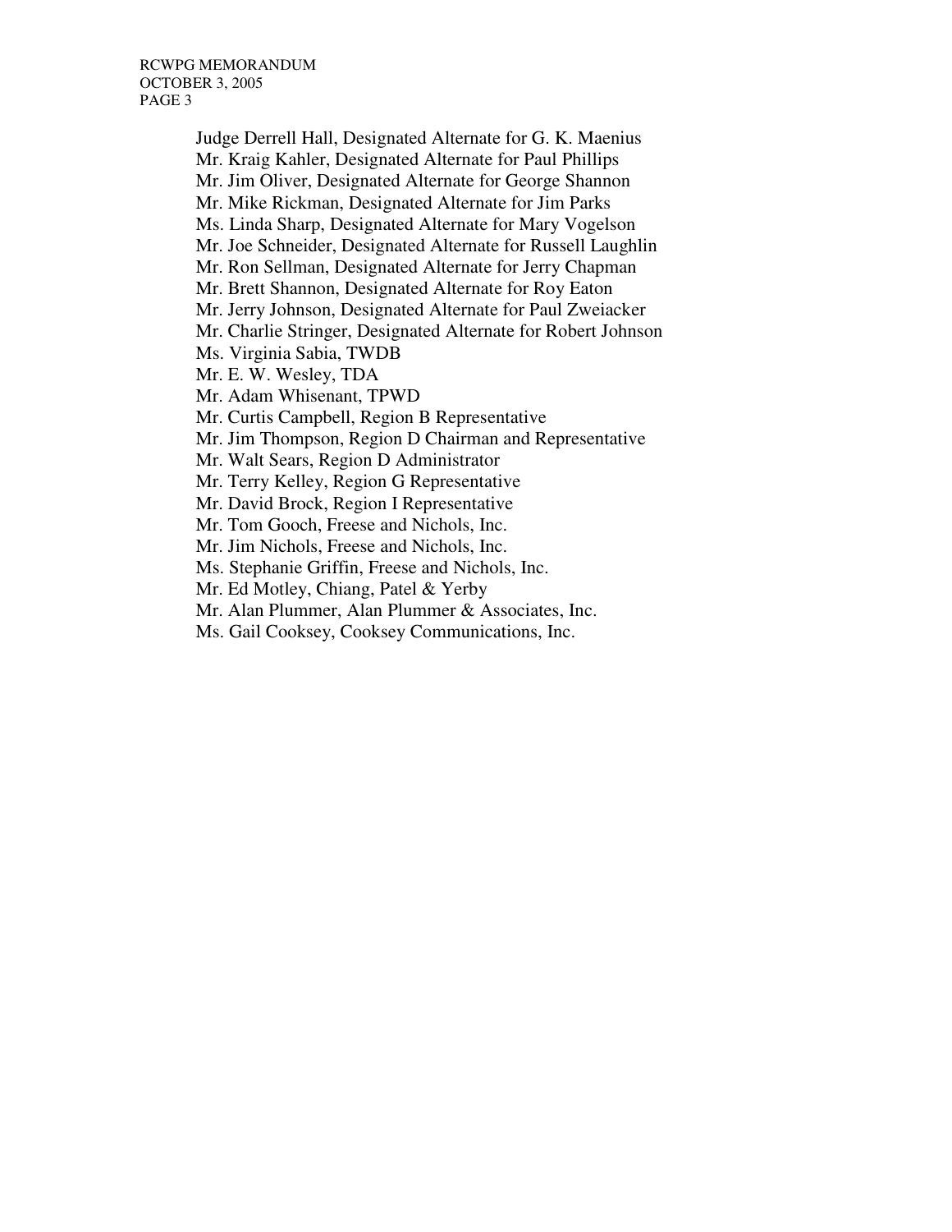Judge Derrell Hall, Designated Alternate for G. K. Maenius
Mr. Kraig Kahler, Designated Alternate for Paul Phillips
Mr. Jim Oliver, Designated Alternate for George Shannon
Mr. Mike Rickman, Designated Alternate for Jim Parks
Ms. Linda Sharp, Designated Alternate for Mary Vogelson
Mr. Joe Schneider, Designated Alternate for Russell Laughlin
Mr. Ron Sellman, Designated Alternate for Jerry Chapman
Mr. Brett Shannon, Designated Alternate for Roy Eaton
Mr. Jerry Johnson, Designated Alternate for Paul Zweiacker
Mr. Charlie Stringer, Designated Alternate for Robert Johnson
Ms. Virginia Sabia, TWDB
Mr. E. W. Wesley, TDA
Mr. Adam Whisenant, TPWD
Mr. Curtis Campbell, Region B Representative
Mr. Jim Thompson, Region D Chairman and Representative
Mr. Walt Sears, Region D Administrator
Mr. Terry Kelley, Region G Representative
Mr. David Brock, Region I Representative
Mr. Tom Gooch, Freese and Nichols, Inc.
Mr. Jim Nichols, Freese and Nichols, Inc.
Ms. Stephanie Griffin, Freese and Nichols, Inc.
Mr. Ed Motley, Chiang, Patel & Yerby
Mr. Alan Plummer, Alan Plummer & Associates, Inc.
Ms. Gail Cooksey, Cooksey Communications, Inc.